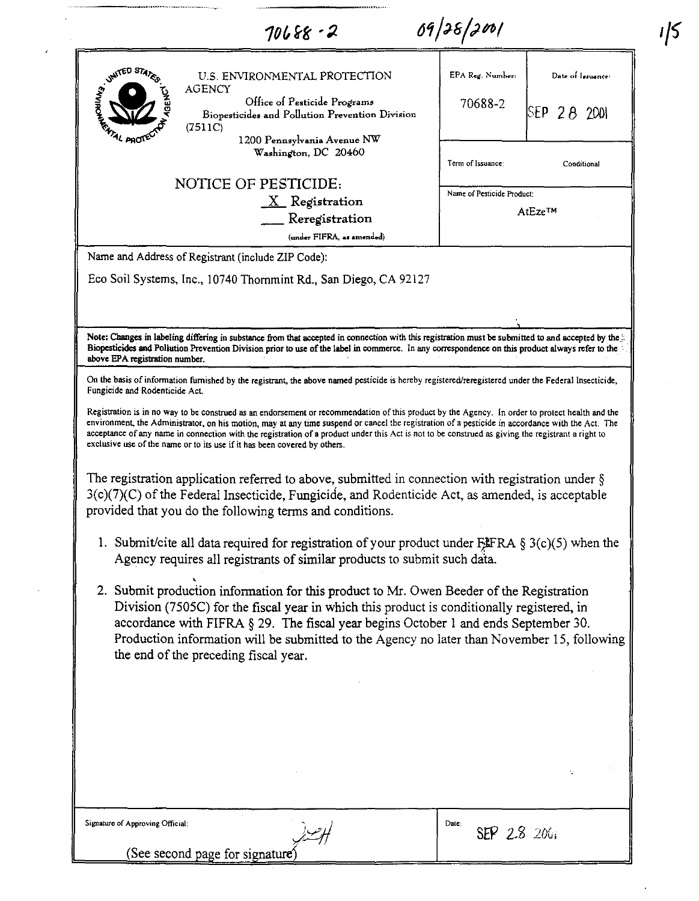70688 - 2 09/28/2001

| U.S. ENVIRONMENTAL PROTECTION AGENCY<br>Office of Pesticide Programs<br>Biopesticides and Pollution Prevention Division (7511C)<br>1200 Pennsylvania Avenue NW<br>Washington, DC 20460 | EPA Reg. Number:<br>70688-2 | Date of Issuance:<br>SEP 28 2001 |
| --- | --- | --- |
| NOTICE OF PESTICIDE:<br>X Registration<br>___ Reregistration<br>(under FIFRA, as amended) | Term of Issuance: Conditional<br>Name of Pesticide Product:<br>AtEze™ | |

Name and Address of Registrant (include ZIP Code):

Eco Soil Systems, Inc., 10740 Thornmint Rd., San Diego, CA 92127

**Note: Changes in labeling differing in substance from that accepted in connection with this registration must be submitted to and accepted by the Biopesticides and Pollution Prevention Division prior to use of the label in commerce. In any correspondence on this product always refer to the above EPA registration number.**

On the basis of information furnished by the registrant, the above named pesticide is hereby registered/reregistered under the Federal Insecticide, Fungicide and Rodenticide Act.

Registration is in no way to be construed as an endorsement or recommendation of this product by the Agency. In order to protect health and the environment, the Administrator, on his motion, may at any time suspend or cancel the registration of a pesticide in accordance with the Act. The acceptance of any name in connection with the registration of a product under this Act is not to be construed as giving the registrant a right to exclusive use of the name or to its use if it has been covered by others.

The registration application referred to above, submitted in connection with registration under § 3(c)(7)(C) of the Federal Insecticide, Fungicide, and Rodenticide Act, as amended, is acceptable provided that you do the following terms and conditions.

1. Submit/cite all data required for registration of your product under FIFRA § 3(c)(5) when the Agency requires all registrants of similar products to submit such data.
2. Submit production information for this product to Mr. Owen Beeder of the Registration Division (7505C) for the fiscal year in which this product is conditionally registered, in accordance with FIFRA § 29. The fiscal year begins October 1 and ends September 30. Production information will be submitted to the Agency no later than November 15, following the end of the preceding fiscal year.

| Signature of Approving Official:<br>(See second page for signature) | Date:<br>SEP 28 2001 |
| --- | --- |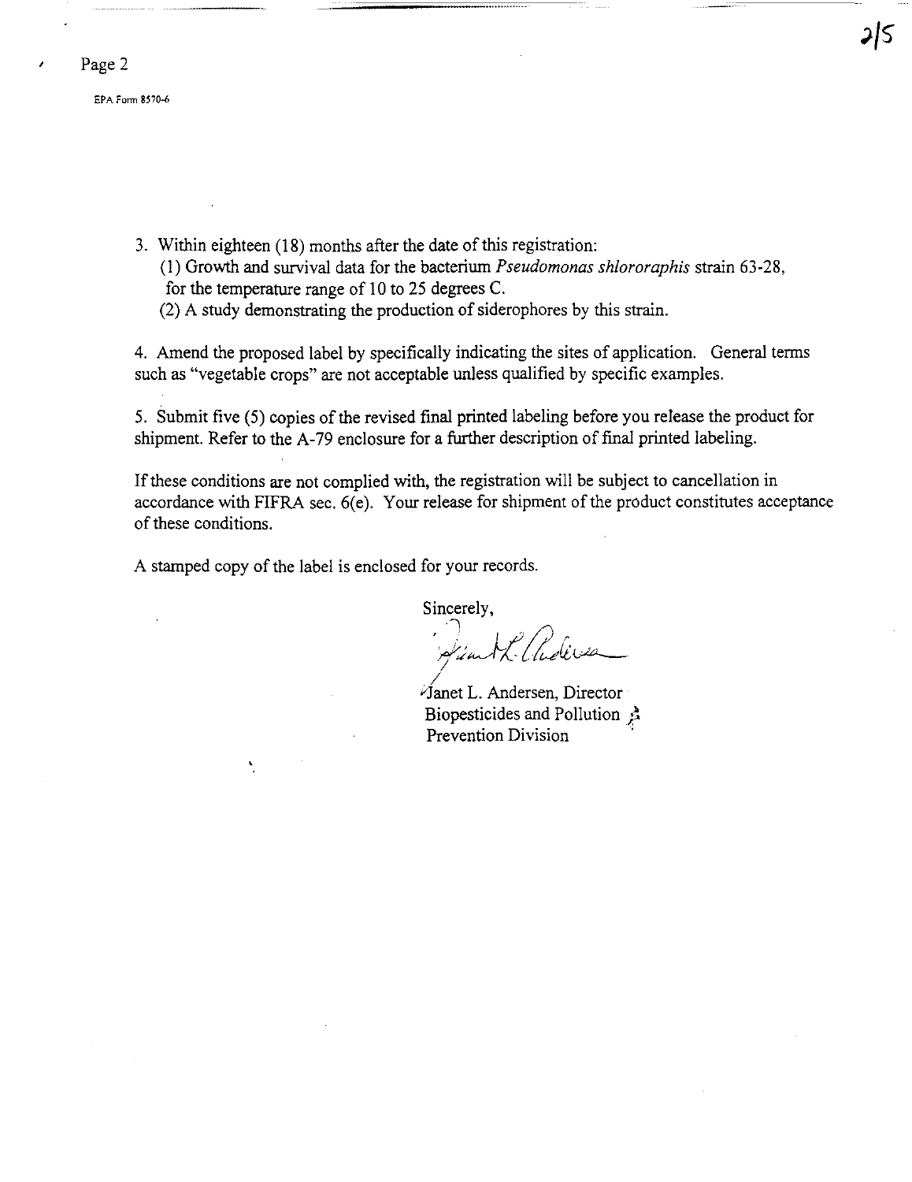EPA Form 8570-6

3. Within eighteen (18) months after the date of this registration:
   (1) Growth and survival data for the bacterium *Pseudomonas shlororaphis* strain 63-28, for the temperature range of 10 to 25 degrees C.
   (2) A study demonstrating the production of siderophores by this strain.

4. Amend the proposed label by specifically indicating the sites of application. General terms such as "vegetable crops" are not acceptable unless qualified by specific examples.

5. Submit five (5) copies of the revised final printed labeling before you release the product for shipment. Refer to the A-79 enclosure for a further description of final printed labeling.

If these conditions are not complied with, the registration will be subject to cancellation in accordance with FIFRA sec. 6(e). Your release for shipment of the product constitutes acceptance of these conditions.

A stamped copy of the label is enclosed for your records.

Sincerely,

Janet L. Andersen, Director
Biopesticides and Pollution
Prevention Division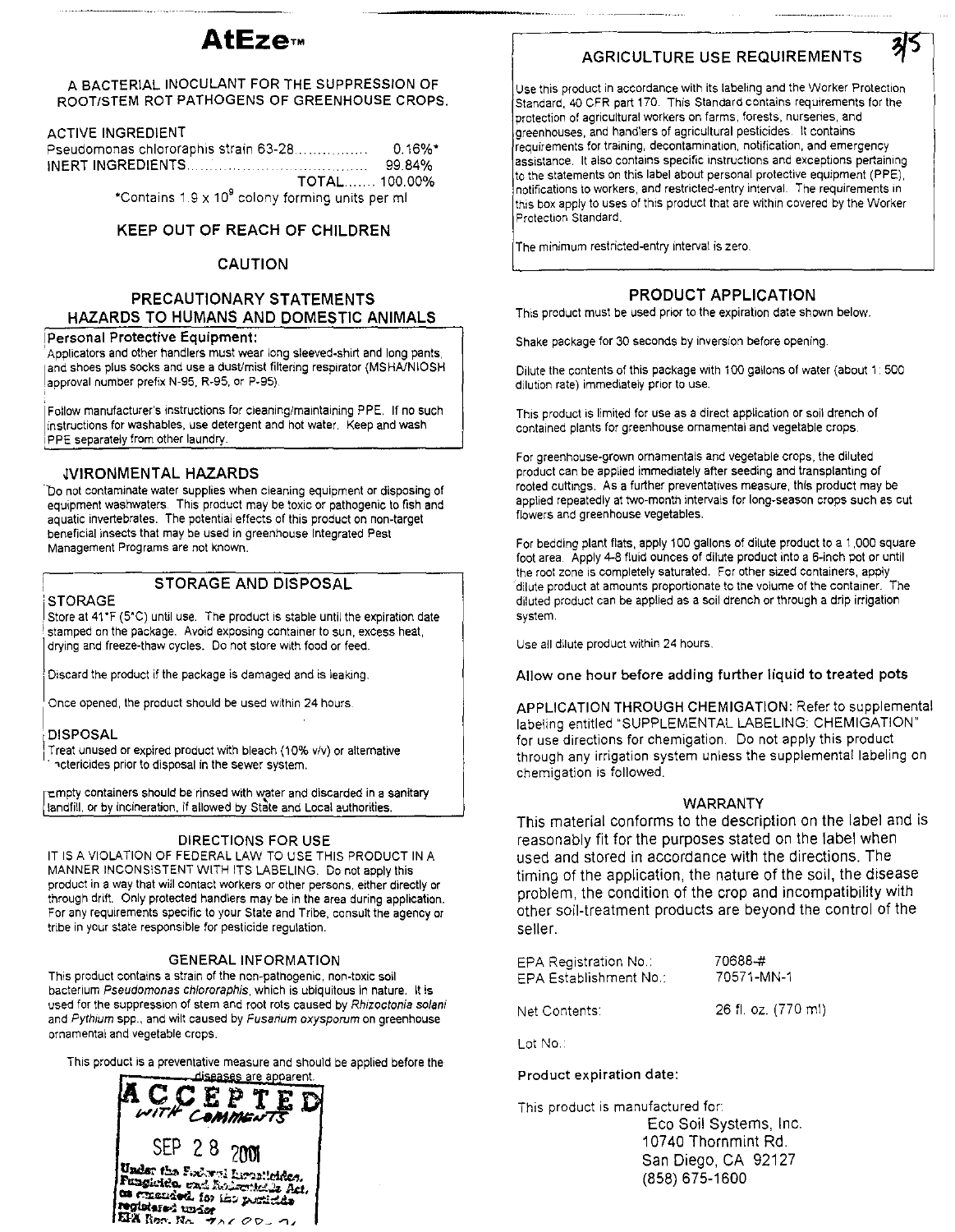# AtEze™

A BACTERIAL INOCULANT FOR THE SUPPRESSION OF ROOT/STEM ROT PATHOGENS OF GREENHOUSE CROPS.

ACTIVE INGREDIENT
Pseudomonas chlororaphis strain 63-28 ................ 0.16%*
INERT INGREDIENTS ........................................ 99.84%
TOTAL ....... 100.00%
*Contains 1.9 x $10^9$ colony forming units per ml

**KEEP OUT OF REACH OF CHILDREN**

**CAUTION**

## PRECAUTIONARY STATEMENTS
## HAZARDS TO HUMANS AND DOMESTIC ANIMALS

**Personal Protective Equipment:**
Applicators and other handlers must wear long sleeved-shirt and long pants, and shoes plus socks and use a dust/mist filtering respirator (MSHA/NIOSH approval number prefix N-95, R-95, or P-95).

Follow manufacturer's instructions for cleaning/maintaining PPE. If no such instructions for washables, use detergent and hot water. Keep and wash PPE separately from other laundry.

## ENVIRONMENTAL HAZARDS

Do not contaminate water supplies when cleaning equipment or disposing of equipment washwaters. This product may be toxic or pathogenic to fish and aquatic invertebrates. The potential effects of this product on non-target beneficial insects that may be used in greenhouse Integrated Pest Management Programs are not known.

## STORAGE AND DISPOSAL

**STORAGE**
Store at 41°F (5°C) until use. The product is stable until the expiration date stamped on the package. Avoid exposing container to sun, excess heat, drying and freeze-thaw cycles. Do not store with food or feed.

Discard the product if the package is damaged and is leaking.

Once opened, the product should be used within 24 hours.

**DISPOSAL**
Treat unused or expired product with bleach (10% v/v) or alternative bactericides prior to disposal in the sewer system.

Empty containers should be rinsed with water and discarded in a sanitary landfill, or by incineration, if allowed by State and Local authorities.

## DIRECTIONS FOR USE

IT IS A VIOLATION OF FEDERAL LAW TO USE THIS PRODUCT IN A MANNER INCONSISTENT WITH ITS LABELING. Do not apply this product in a way that will contact workers or other persons, either directly or through drift. Only protected handlers may be in the area during application. For any requirements specific to your State and Tribe, consult the agency or tribe in your state responsible for pesticide regulation.

## GENERAL INFORMATION

This product contains a strain of the non-patnogenic, non-toxic soil bacterium *Pseudomonas chlororaphis*, which is ubiquitous in nature. It is used for the suppression of stem and root rots caused by *Rhizoctonia solani* and *Pythium* spp., and wilt caused by *Fusarium oxysporum* on greenhouse ornamental and vegetable crops.

This product is a preventative measure and should be applied before the diseases are apparent.

ACCEPTED with COMMENTS
SEP 28 2001
Under the Federal Insecticide, Fungicide, and Rodenticide Act, as amended, for the pesticide registered under EPA Reg. No. 70688-2

## AGRICULTURE USE REQUIREMENTS

Use this product in accordance with its labeling and the Worker Protection Standard, 40 CFR part 170. This Standard contains requirements for the protection of agricultural workers on farms, forests, nurseries, and greenhouses, and handlers of agricultural pesticides. It contains requirements for training, decontamination, notification, and emergency assistance. It also contains specific instructions and exceptions pertaining to the statements on this label about personal protective equipment (PPE), notifications to workers, and restricted-entry interval. The requirements in this box apply to uses of this product that are within covered by the Worker Protection Standard.

The minimum restricted-entry interval is zero.

## PRODUCT APPLICATION

This product must be used prior to the expiration date shown below.

Shake package for 30 seconds by inversion before opening.

Dilute the contents of this package with 100 gallons of water (about 1 : 500 dilution rate) immediately prior to use.

This product is limited for use as a direct application or soil drench of contained plants for greenhouse ornamental and vegetable crops.

For greenhouse-grown ornamentals and vegetable crops, the diluted product can be applied immediately after seeding and transplanting of rooted cuttings. As a further preventatives measure, this product may be applied repeatedly at two-month intervals for long-season crops such as cut flowers and greenhouse vegetables.

For bedding plant flats, apply 100 gallons of dilute product to a 1,000 square foot area. Apply 4-8 fluid ounces of dilute product into a 6-inch pot or until the root zone is completely saturated. For other sized containers, apply dilute product at amounts proportionate to the volume of the container. The diluted product can be applied as a soil drench or through a drip irrigation system.

Use all dilute product within 24 hours.

**Allow one hour before adding further liquid to treated pots**

APPLICATION THROUGH CHEMIGATION: Refer to supplemental labeling entitled "SUPPLEMENTAL LABELING: CHEMIGATION" for use directions for chemigation. Do not apply this product through any irrigation system unless the supplemental labeling on chemigation is followed.

## WARRANTY

This material conforms to the description on the label and is reasonably fit for the purposes stated on the label when used and stored in accordance with the directions. The timing of the application, the nature of the soil, the disease problem, the condition of the crop and incompatibility with other soil-treatment products are beyond the control of the seller.

EPA Registration No.: 70688-#
EPA Establishment No.: 70571-MN-1

Net Contents: 26 fl. oz. (770 ml)

Lot No.:

**Product expiration date:**

This product is manufactured for:
Eco Soil Systems, Inc.
10740 Thornmint Rd.
San Diego, CA 92127
(858) 675-1600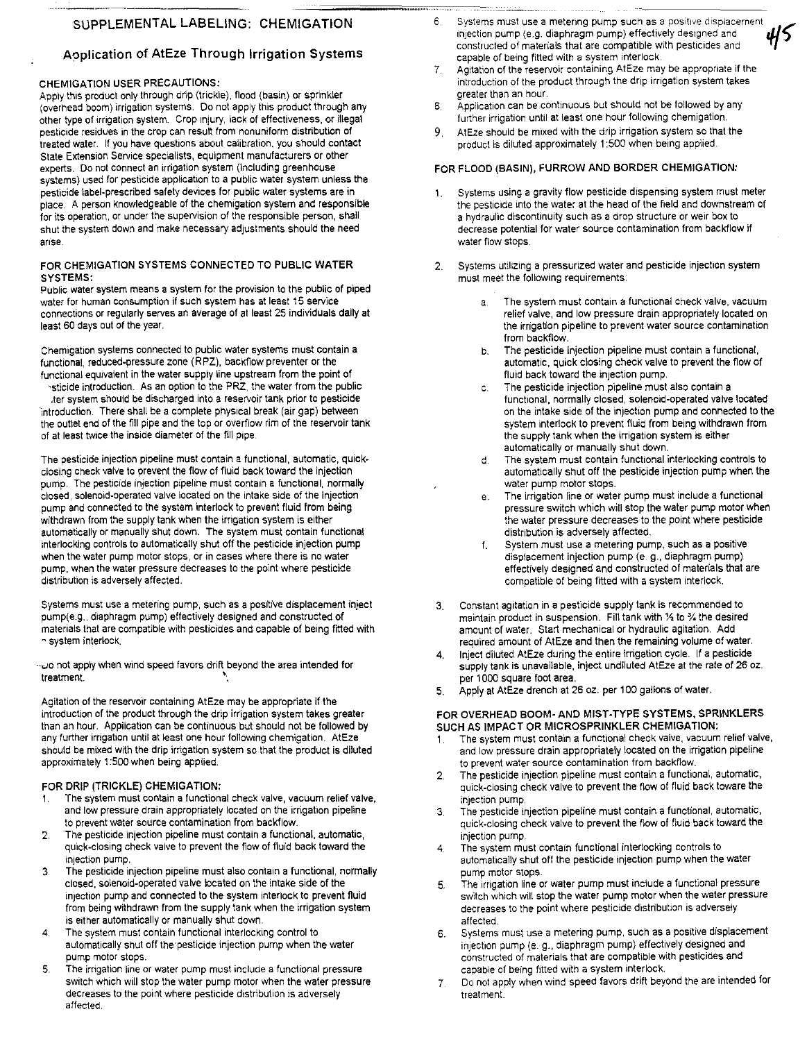## SUPPLEMENTAL LABELING: CHEMIGATION

### Application of AtEze Through Irrigation Systems

**CHEMIGATION USER PRECAUTIONS:**

Apply this product only through drip (trickle), flood (basin) or sprinkler (overhead boom) irrigation systems. Do not apply this product through any other type of irrigation system. Crop injury, lack of effectiveness, or illegal pesticide residues in the crop can result from nonuniform distribution of treated water. If you have questions about calibration, you should contact State Extension Service specialists, equipment manufacturers or other experts. Do not connect an irrigation system (including greenhouse systems) used for pesticide application to a public water system unless the pesticide label-prescribed safety devices for public water systems are in place. A person knowledgeable of the chemigation system and responsible for its operation, or under the supervision of the responsible person, shall shut the system down and make necessary adjustments should the need arise.

**FOR CHEMIGATION SYSTEMS CONNECTED TO PUBLIC WATER SYSTEMS:**

Public water system means a system for the provision to the public of piped water for human consumption if such system has at least 15 service connections or regularly serves an average of at least 25 individuals daily at least 60 days out of the year.

Chemigation systems connected to public water systems must contain a functional, reduced-pressure zone (RPZ), backflow preventer or the functional equivalent in the water supply line upstream from the point of pesticide introduction. As an option to the PRZ, the water from the public water system should be discharged into a reservoir tank prior to pesticide introduction. There shall be a complete physical break (air gap) between the outlet end of the fill pipe and the top or overflow rim of the reservoir tank of at least twice the inside diameter of the fill pipe.

The pesticide injection pipeline must contain a functional, automatic, quick-closing check valve to prevent the flow of fluid back toward the injection pump. The pesticide injection pipeline must contain a functional, normally closed, solenoid-operated valve located on the intake side of the injection pump and connected to the system interlock to prevent fluid from being withdrawn from the supply tank when the irrigation system is either automatically or manually shut down. The system must contain functional interlocking controls to automatically shut off the pesticide injection pump when the water pump motor stops, or in cases where there is no water pump, when the water pressure decreases to the point where pesticide distribution is adversely affected.

Systems must use a metering pump, such as a positive displacement inject pump(e.g., diaphragm pump) effectively designed and constructed of materials that are compatible with pesticides and capable of being fitted with a system interlock.

Do not apply when wind speed favors drift beyond the area intended for treatment.

Agitation of the reservoir containing AtEze may be appropriate if the introduction of the product through the drip irrigation system takes greater than an hour. Application can be continuous but should not be followed by any further irrigation until at least one hour following chemigation. AtEze should be mixed with the drip irrigation system so that the product is diluted approximately 1:500 when being applied.

**FOR DRIP (TRICKLE) CHEMIGATION:**

1. The system must contain a functional check valve, vacuum relief valve, and low pressure drain appropriately located on the irrigation pipeline to prevent water source contamination from backflow.
2. The pesticide injection pipeline must contain a functional, automatic, quick-closing check valve to prevent the flow of fluid back toward the injection pump.
3. The pesticide injection pipeline must also contain a functional, normally closed, solenoid-operated valve located on the intake side of the injection pump and connected to the system interlock to prevent fluid from being withdrawn from the supply tank when the irrigation system is either automatically or manually shut down.
4. The system must contain functional interlocking control to automatically shut off the pesticide injection pump when the water pump motor stops.
5. The irrigation line or water pump must include a functional pressure switch which will stop the water pump motor when the water pressure decreases to the point where pesticide distribution is adversely affected.
6. Systems must use a metering pump such as a positive displacement injection pump (e.g. diaphragm pump) effectively designed and constructed of materials that are compatible with pesticides and capable of being fitted with a system interlock.
7. Agitation of the reservoir containing AtEze may be appropriate if the introduction of the product through the drip irrigation system takes greater than an hour.
8. Application can be continuous but should not be followed by any further irrigation until at least one hour following chemigation.
9. AtEze should be mixed with the drip irrigation system so that the product is diluted approximately 1:500 when being applied.

**FOR FLOOD (BASIN), FURROW AND BORDER CHEMIGATION:**

1. Systems using a gravity flow pesticide dispensing system must meter the pesticide into the water at the head of the field and downstream of a hydraulic discontinuity such as a drop structure or weir box to decrease potential for water source contamination from backflow if water flow stops.
2. Systems utilizing a pressurized water and pesticide injection system must meet the following requirements:
   a. The system must contain a functional check valve, vacuum relief valve, and low pressure drain appropriately located on the irrigation pipeline to prevent water source contamination from backflow.
   b. The pesticide injection pipeline must contain a functional, automatic, quick closing check valve to prevent the flow of fluid back toward the injection pump.
   c. The pesticide injection pipeline must also contain a functional, normally closed, solenoid-operated valve located on the intake side of the injection pump and connected to the system interlock to prevent fluid from being withdrawn from the supply tank when the irrigation system is either automatically or manually shut down.
   d. The system must contain functional interlocking controls to automatically shut off the pesticide injection pump when the water pump motor stops.
   e. The irrigation line or water pump must include a functional pressure switch which will stop the water pump motor when the water pressure decreases to the point where pesticide distribution is adversely affected.
   f. System must use a metering pump, such as a positive displacement injection pump (e. g., diaphragm pump) effectively designed and constructed of materials that are compatible of being fitted with a system interlock.
3. Constant agitation in a pesticide supply tank is recommended to maintain product in suspension. Fill tank with ½ to ¾ the desired amount of water. Start mechanical or hydraulic agitation. Add required amount of AtEze and then the remaining volume of water.
4. Inject diluted AtEze during the entire irrigation cycle. If a pesticide supply tank is unavailable, inject undiluted AtEze at the rate of 26 oz. per 1000 square foot area.
5. Apply at AtEze drench at 26 oz. per 100 gallons of water.

**FOR OVERHEAD BOOM- AND MIST-TYPE SYSTEMS, SPRINKLERS SUCH AS IMPACT OR MICROSPRINKLER CHEMIGATION:**

1. The system must contain a functional check valve, vacuum relief valve, and low pressure drain appropriately located on the irrigation pipeline to prevent water source contamination from backflow.
2. The pesticide injection pipeline must contain a functional, automatic, quick-closing check valve to prevent the flow of fluid back toware the injection pump.
3. The pesticide injection pipeline must contain a functional, automatic, quick-closing check valve to prevent the flow of fluid back toward the injection pump.
4. The system must contain functional interlocking controls to automatically shut off the pesticide injection pump when the water pump motor stops.
5. The irrigation line or water pump must include a functional pressure switch which will stop the water pump motor when the water pressure decreases to the point where pesticide distribution is adversely affected.
6. Systems must use a metering pump, such as a positive displacement injection pump (e. g., diaphragm pump) effectively designed and constructed of materials that are compatible with pesticides and capable of being fitted with a system interlock.
7. Do not apply when wind speed favors drift beyond the are intended for treatment.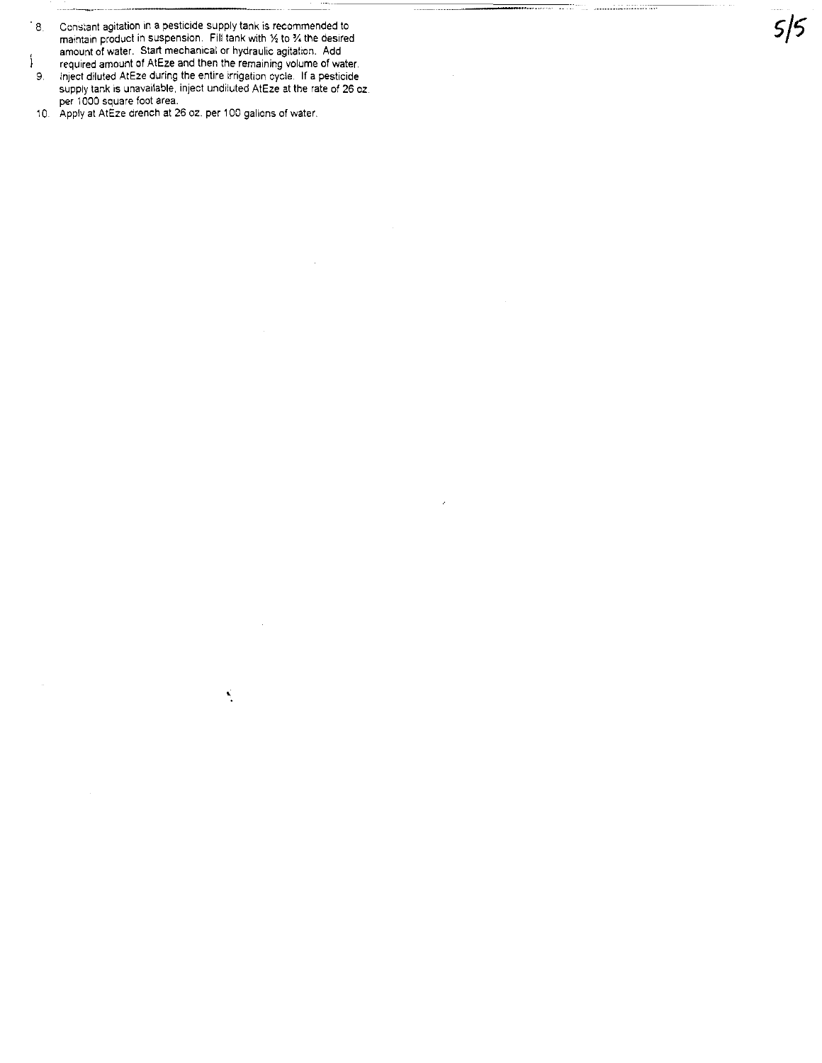8. Constant agitation in a pesticide supply tank is recommended to maintain product in suspension. Fill tank with ½ to ¾ the desired amount of water. Start mechanical or hydraulic agitation. Add required amount of AtEze and then the remaining volume of water.
9. Inject diluted AtEze during the entire irrigation cycle. If a pesticide supply tank is unavailable, inject undiluted AtEze at the rate of 26 oz. per 1000 square foot area.
10. Apply at AtEze drench at 26 oz. per 100 gallons of water.